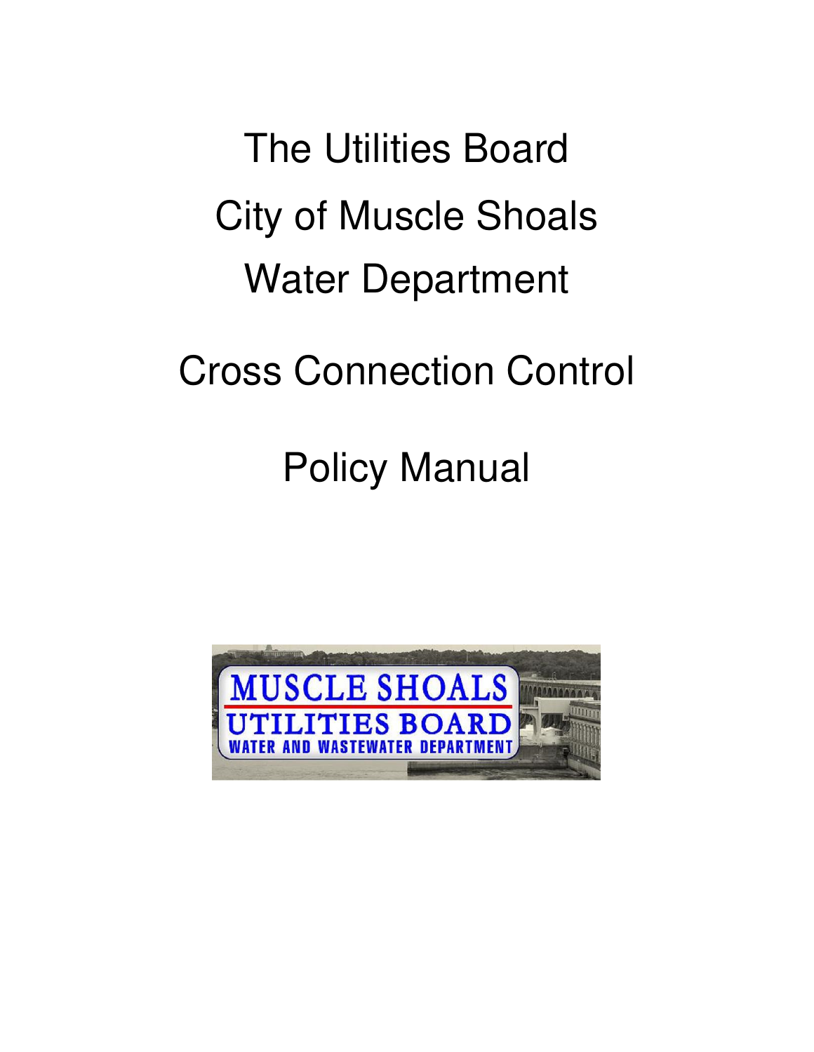# The Utilities Board
# City of Muscle Shoals
# Water Department

# Cross Connection Control

# Policy Manual

MUSCLE SHOALS
UTILITIES BOARD
WATER AND WASTEWATER DEPARTMENT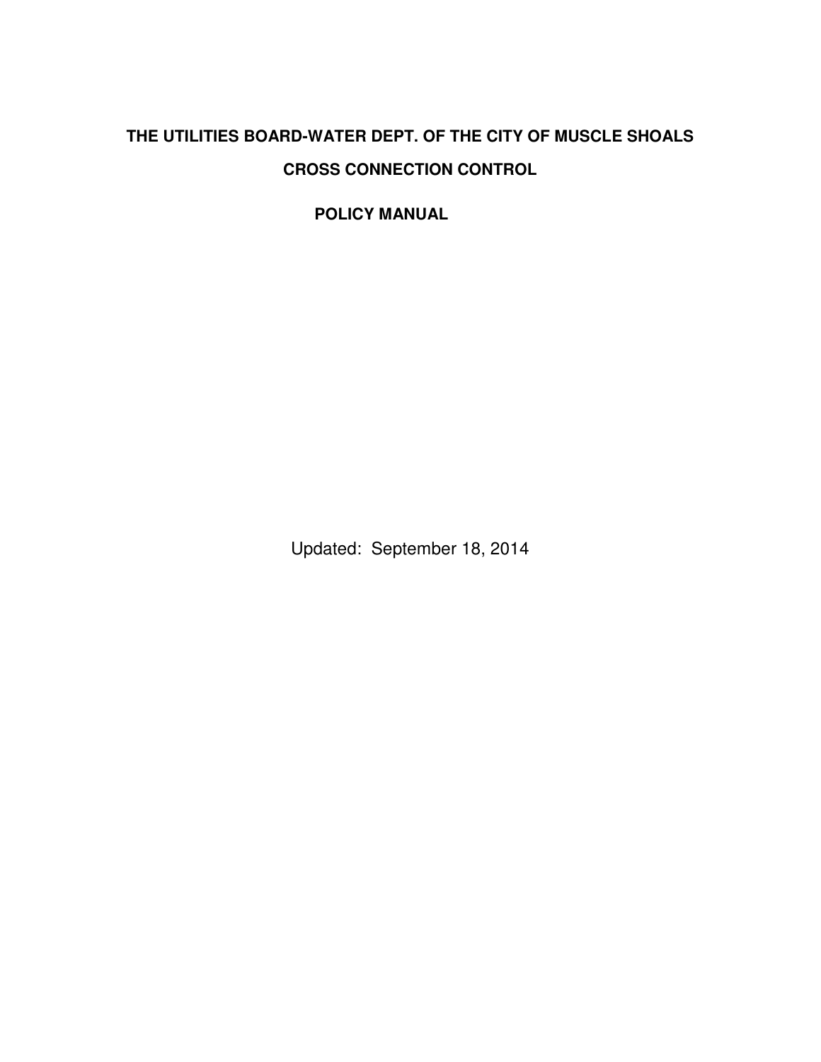# THE UTILITIES BOARD-WATER DEPT. OF THE CITY OF MUSCLE SHOALS

# CROSS CONNECTION CONTROL

# POLICY MANUAL

Updated: September 18, 2014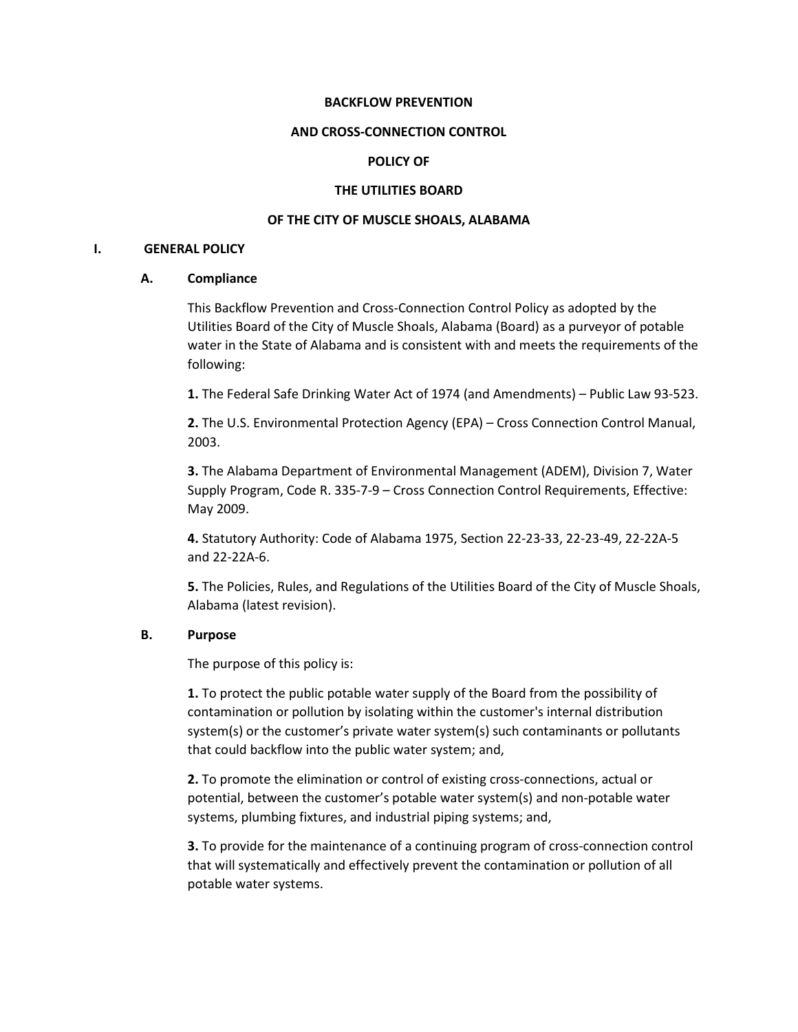**BACKFLOW PREVENTION**

**AND CROSS-CONNECTION CONTROL**

**POLICY OF**

**THE UTILITIES BOARD**

**OF THE CITY OF MUSCLE SHOALS, ALABAMA**

## I. GENERAL POLICY

### A. Compliance

This Backflow Prevention and Cross-Connection Control Policy as adopted by the Utilities Board of the City of Muscle Shoals, Alabama (Board) as a purveyor of potable water in the State of Alabama and is consistent with and meets the requirements of the following:

**1.** The Federal Safe Drinking Water Act of 1974 (and Amendments) – Public Law 93-523.

**2.** The U.S. Environmental Protection Agency (EPA) – Cross Connection Control Manual, 2003.

**3.** The Alabama Department of Environmental Management (ADEM), Division 7, Water Supply Program, Code R. 335-7-9 – Cross Connection Control Requirements, Effective: May 2009.

**4.** Statutory Authority: Code of Alabama 1975, Section 22-23-33, 22-23-49, 22-22A-5 and 22-22A-6.

**5.** The Policies, Rules, and Regulations of the Utilities Board of the City of Muscle Shoals, Alabama (latest revision).

### B. Purpose

The purpose of this policy is:

**1.** To protect the public potable water supply of the Board from the possibility of contamination or pollution by isolating within the customer's internal distribution system(s) or the customer's private water system(s) such contaminants or pollutants that could backflow into the public water system; and,

**2.** To promote the elimination or control of existing cross-connections, actual or potential, between the customer's potable water system(s) and non-potable water systems, plumbing fixtures, and industrial piping systems; and,

**3.** To provide for the maintenance of a continuing program of cross-connection control that will systematically and effectively prevent the contamination or pollution of all potable water systems.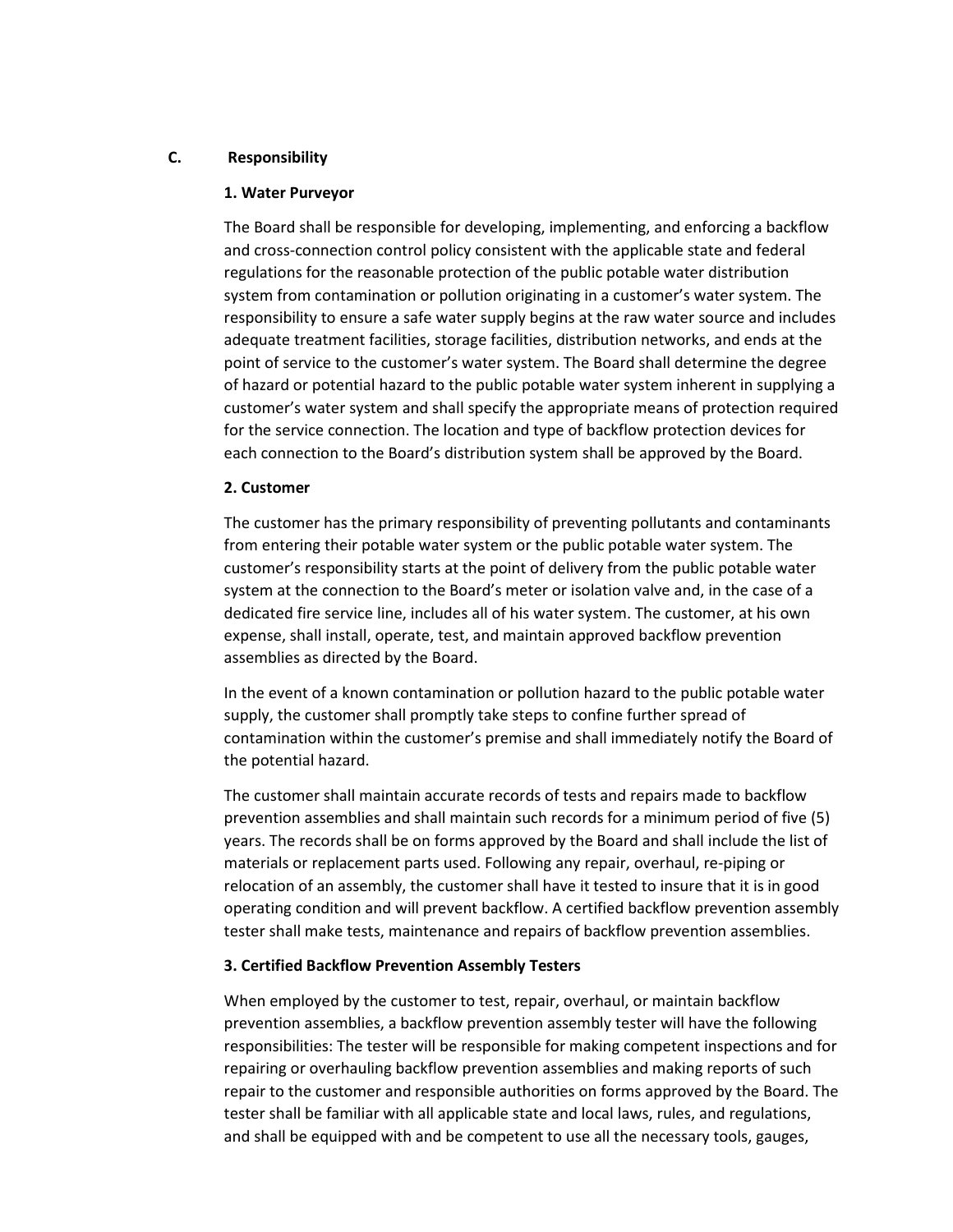## C. Responsibility

### 1. Water Purveyor

The Board shall be responsible for developing, implementing, and enforcing a backflow and cross-connection control policy consistent with the applicable state and federal regulations for the reasonable protection of the public potable water distribution system from contamination or pollution originating in a customer's water system. The responsibility to ensure a safe water supply begins at the raw water source and includes adequate treatment facilities, storage facilities, distribution networks, and ends at the point of service to the customer's water system. The Board shall determine the degree of hazard or potential hazard to the public potable water system inherent in supplying a customer's water system and shall specify the appropriate means of protection required for the service connection. The location and type of backflow protection devices for each connection to the Board's distribution system shall be approved by the Board.

### 2. Customer

The customer has the primary responsibility of preventing pollutants and contaminants from entering their potable water system or the public potable water system. The customer's responsibility starts at the point of delivery from the public potable water system at the connection to the Board's meter or isolation valve and, in the case of a dedicated fire service line, includes all of his water system. The customer, at his own expense, shall install, operate, test, and maintain approved backflow prevention assemblies as directed by the Board.

In the event of a known contamination or pollution hazard to the public potable water supply, the customer shall promptly take steps to confine further spread of contamination within the customer's premise and shall immediately notify the Board of the potential hazard.

The customer shall maintain accurate records of tests and repairs made to backflow prevention assemblies and shall maintain such records for a minimum period of five (5) years. The records shall be on forms approved by the Board and shall include the list of materials or replacement parts used. Following any repair, overhaul, re-piping or relocation of an assembly, the customer shall have it tested to insure that it is in good operating condition and will prevent backflow. A certified backflow prevention assembly tester shall make tests, maintenance and repairs of backflow prevention assemblies.

### 3. Certified Backflow Prevention Assembly Testers

When employed by the customer to test, repair, overhaul, or maintain backflow prevention assemblies, a backflow prevention assembly tester will have the following responsibilities: The tester will be responsible for making competent inspections and for repairing or overhauling backflow prevention assemblies and making reports of such repair to the customer and responsible authorities on forms approved by the Board. The tester shall be familiar with all applicable state and local laws, rules, and regulations, and shall be equipped with and be competent to use all the necessary tools, gauges,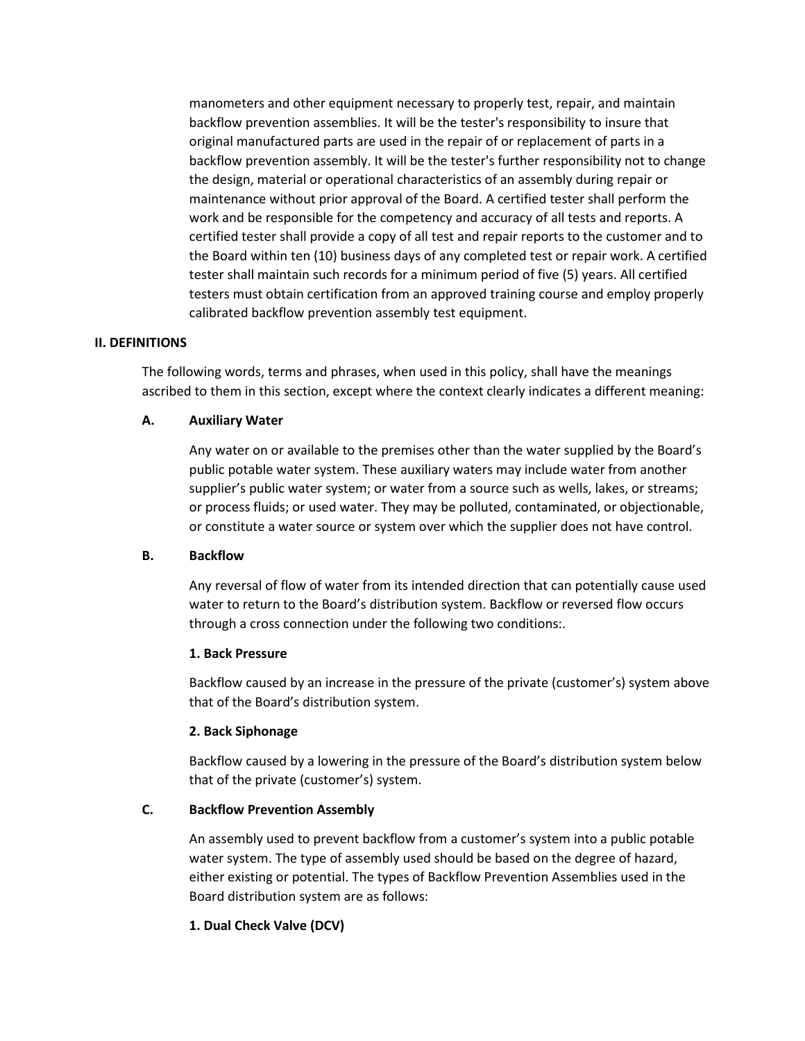manometers and other equipment necessary to properly test, repair, and maintain backflow prevention assemblies. It will be the tester's responsibility to insure that original manufactured parts are used in the repair of or replacement of parts in a backflow prevention assembly. It will be the tester's further responsibility not to change the design, material or operational characteristics of an assembly during repair or maintenance without prior approval of the Board. A certified tester shall perform the work and be responsible for the competency and accuracy of all tests and reports. A certified tester shall provide a copy of all test and repair reports to the customer and to the Board within ten (10) business days of any completed test or repair work. A certified tester shall maintain such records for a minimum period of five (5) years. All certified testers must obtain certification from an approved training course and employ properly calibrated backflow prevention assembly test equipment.

## II. DEFINITIONS

The following words, terms and phrases, when used in this policy, shall have the meanings ascribed to them in this section, except where the context clearly indicates a different meaning:

### A. Auxiliary Water

Any water on or available to the premises other than the water supplied by the Board's public potable water system. These auxiliary waters may include water from another supplier's public water system; or water from a source such as wells, lakes, or streams; or process fluids; or used water. They may be polluted, contaminated, or objectionable, or constitute a water source or system over which the supplier does not have control.

### B. Backflow

Any reversal of flow of water from its intended direction that can potentially cause used water to return to the Board's distribution system. Backflow or reversed flow occurs through a cross connection under the following two conditions:.

**1. Back Pressure**

Backflow caused by an increase in the pressure of the private (customer's) system above that of the Board's distribution system.

**2. Back Siphonage**

Backflow caused by a lowering in the pressure of the Board's distribution system below that of the private (customer's) system.

### C. Backflow Prevention Assembly

An assembly used to prevent backflow from a customer's system into a public potable water system. The type of assembly used should be based on the degree of hazard, either existing or potential. The types of Backflow Prevention Assemblies used in the Board distribution system are as follows:

**1. Dual Check Valve (DCV)**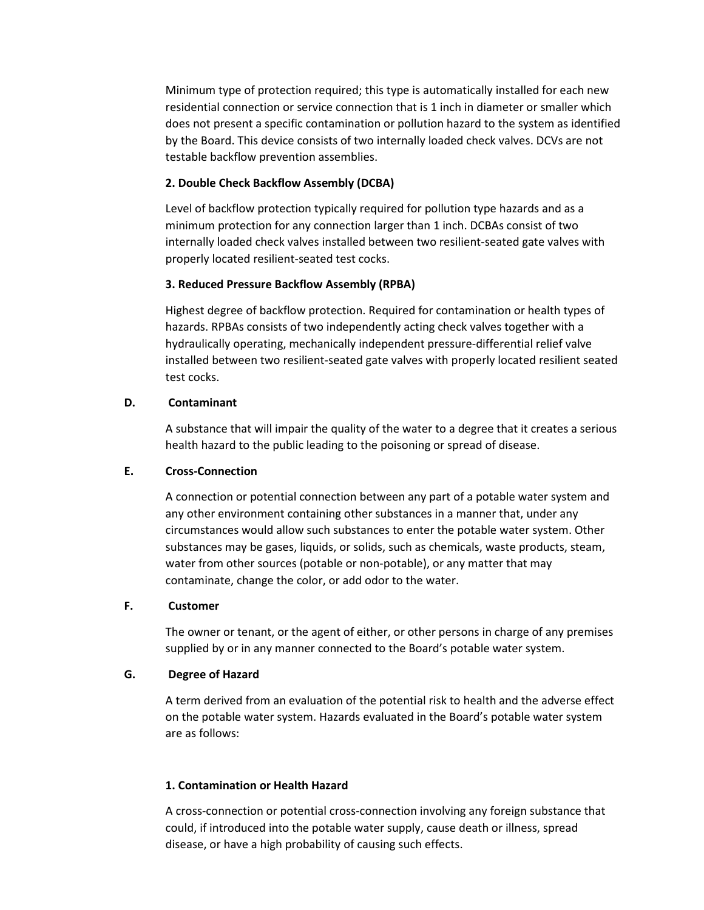Minimum type of protection required; this type is automatically installed for each new residential connection or service connection that is 1 inch in diameter or smaller which does not present a specific contamination or pollution hazard to the system as identified by the Board. This device consists of two internally loaded check valves. DCVs are not testable backflow prevention assemblies.

**2. Double Check Backflow Assembly (DCBA)**

Level of backflow protection typically required for pollution type hazards and as a minimum protection for any connection larger than 1 inch. DCBAs consist of two internally loaded check valves installed between two resilient-seated gate valves with properly located resilient-seated test cocks.

**3. Reduced Pressure Backflow Assembly (RPBA)**

Highest degree of backflow protection. Required for contamination or health types of hazards. RPBAs consists of two independently acting check valves together with a hydraulically operating, mechanically independent pressure-differential relief valve installed between two resilient-seated gate valves with properly located resilient seated test cocks.

**D. Contaminant**

A substance that will impair the quality of the water to a degree that it creates a serious health hazard to the public leading to the poisoning or spread of disease.

**E. Cross-Connection**

A connection or potential connection between any part of a potable water system and any other environment containing other substances in a manner that, under any circumstances would allow such substances to enter the potable water system. Other substances may be gases, liquids, or solids, such as chemicals, waste products, steam, water from other sources (potable or non-potable), or any matter that may contaminate, change the color, or add odor to the water.

**F. Customer**

The owner or tenant, or the agent of either, or other persons in charge of any premises supplied by or in any manner connected to the Board's potable water system.

**G. Degree of Hazard**

A term derived from an evaluation of the potential risk to health and the adverse effect on the potable water system. Hazards evaluated in the Board's potable water system are as follows:

**1. Contamination or Health Hazard**

A cross-connection or potential cross-connection involving any foreign substance that could, if introduced into the potable water supply, cause death or illness, spread disease, or have a high probability of causing such effects.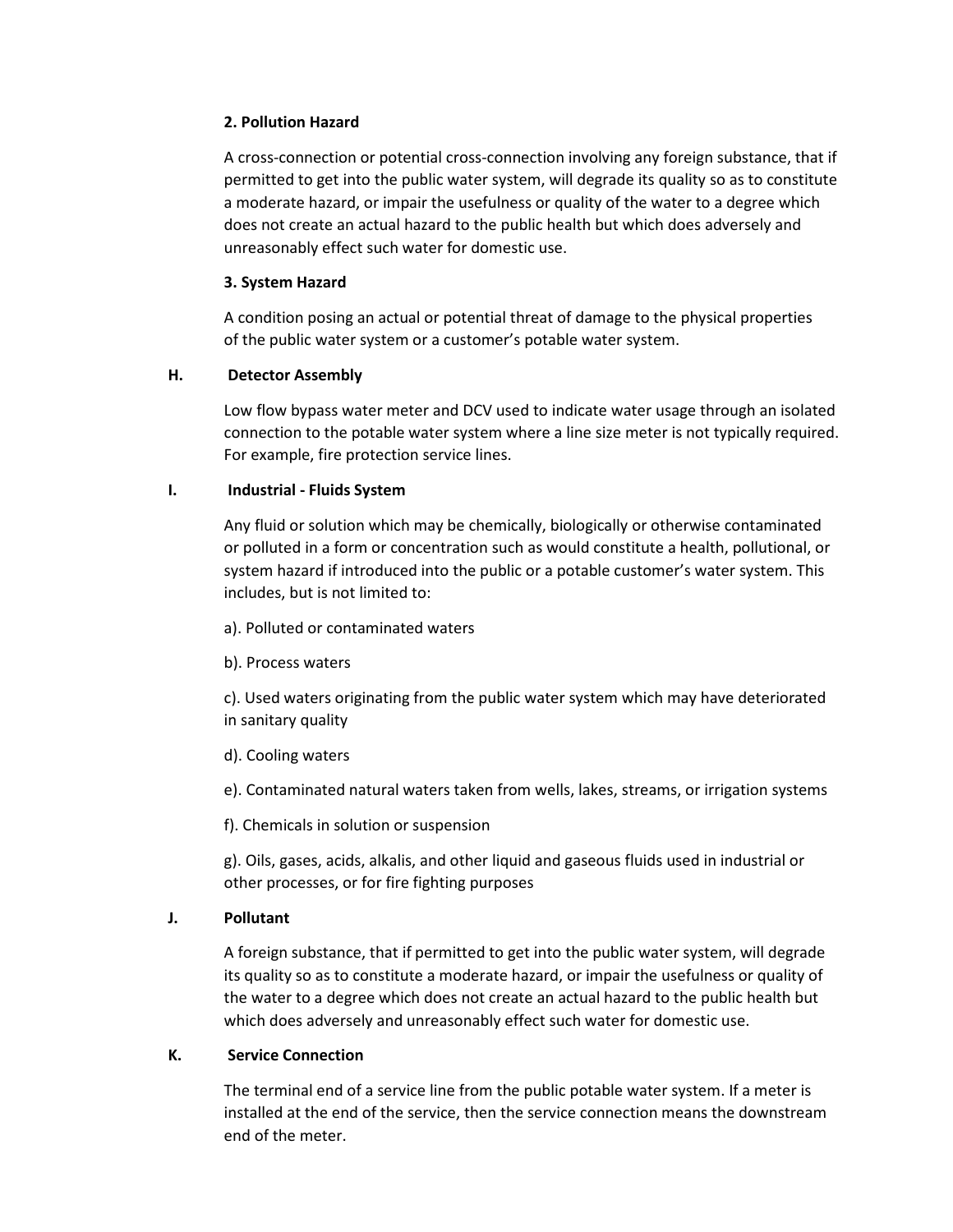**2. Pollution Hazard**

A cross-connection or potential cross-connection involving any foreign substance, that if permitted to get into the public water system, will degrade its quality so as to constitute a moderate hazard, or impair the usefulness or quality of the water to a degree which does not create an actual hazard to the public health but which does adversely and unreasonably effect such water for domestic use.

**3. System Hazard**

A condition posing an actual or potential threat of damage to the physical properties of the public water system or a customer's potable water system.

**H. Detector Assembly**

Low flow bypass water meter and DCV used to indicate water usage through an isolated connection to the potable water system where a line size meter is not typically required. For example, fire protection service lines.

**I. Industrial - Fluids System**

Any fluid or solution which may be chemically, biologically or otherwise contaminated or polluted in a form or concentration such as would constitute a health, pollutional, or system hazard if introduced into the public or a potable customer's water system. This includes, but is not limited to:

a). Polluted or contaminated waters

b). Process waters

c). Used waters originating from the public water system which may have deteriorated in sanitary quality

d). Cooling waters

e). Contaminated natural waters taken from wells, lakes, streams, or irrigation systems

f). Chemicals in solution or suspension

g). Oils, gases, acids, alkalis, and other liquid and gaseous fluids used in industrial or other processes, or for fire fighting purposes

**J. Pollutant**

A foreign substance, that if permitted to get into the public water system, will degrade its quality so as to constitute a moderate hazard, or impair the usefulness or quality of the water to a degree which does not create an actual hazard to the public health but which does adversely and unreasonably effect such water for domestic use.

**K. Service Connection**

The terminal end of a service line from the public potable water system. If a meter is installed at the end of the service, then the service connection means the downstream end of the meter.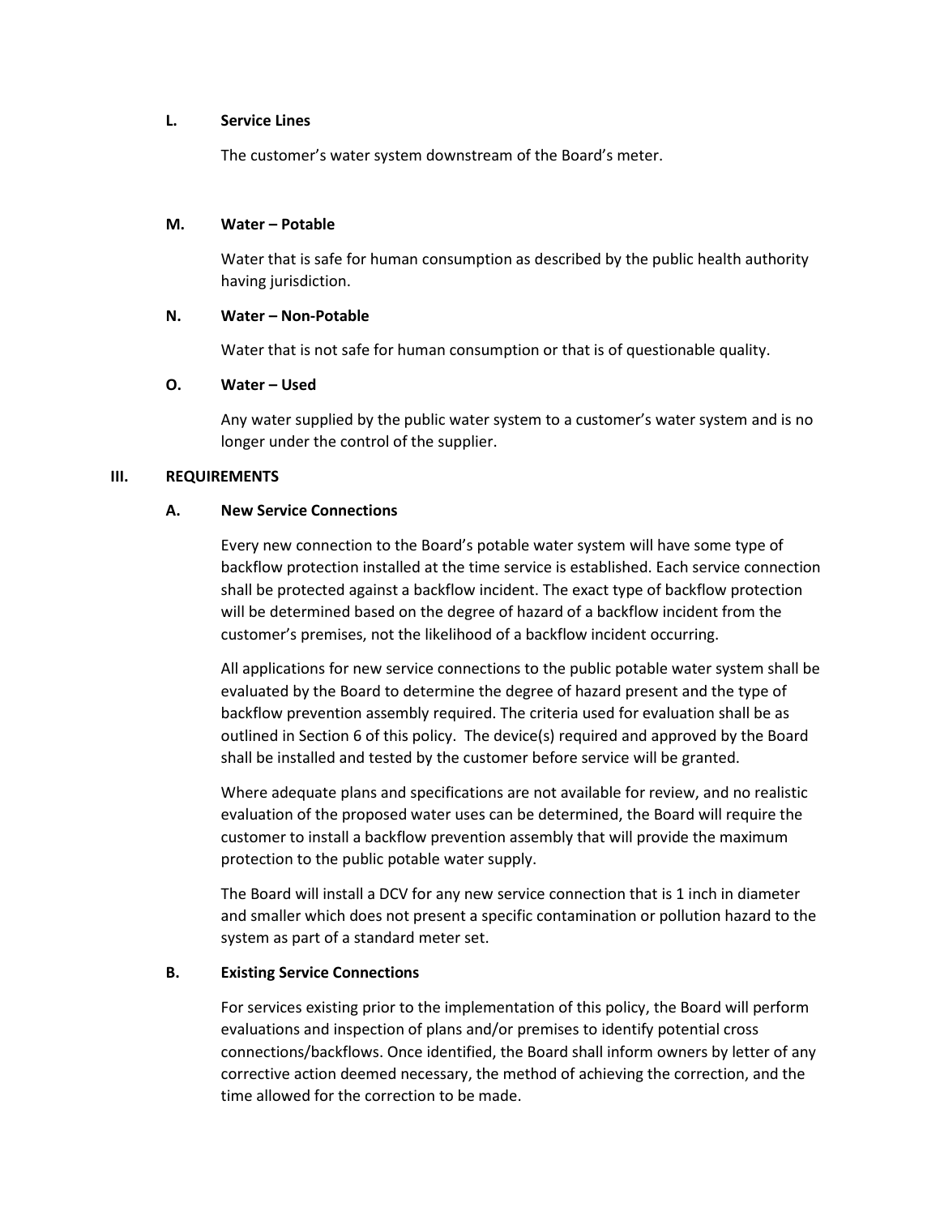**L. Service Lines**

The customer's water system downstream of the Board's meter.

**M. Water – Potable**

Water that is safe for human consumption as described by the public health authority having jurisdiction.

**N. Water – Non-Potable**

Water that is not safe for human consumption or that is of questionable quality.

**O. Water – Used**

Any water supplied by the public water system to a customer's water system and is no longer under the control of the supplier.

## III. REQUIREMENTS

### A. New Service Connections

Every new connection to the Board's potable water system will have some type of backflow protection installed at the time service is established. Each service connection shall be protected against a backflow incident. The exact type of backflow protection will be determined based on the degree of hazard of a backflow incident from the customer's premises, not the likelihood of a backflow incident occurring.

All applications for new service connections to the public potable water system shall be evaluated by the Board to determine the degree of hazard present and the type of backflow prevention assembly required. The criteria used for evaluation shall be as outlined in Section 6 of this policy. The device(s) required and approved by the Board shall be installed and tested by the customer before service will be granted.

Where adequate plans and specifications are not available for review, and no realistic evaluation of the proposed water uses can be determined, the Board will require the customer to install a backflow prevention assembly that will provide the maximum protection to the public potable water supply.

The Board will install a DCV for any new service connection that is 1 inch in diameter and smaller which does not present a specific contamination or pollution hazard to the system as part of a standard meter set.

### B. Existing Service Connections

For services existing prior to the implementation of this policy, the Board will perform evaluations and inspection of plans and/or premises to identify potential cross connections/backflows. Once identified, the Board shall inform owners by letter of any corrective action deemed necessary, the method of achieving the correction, and the time allowed for the correction to be made.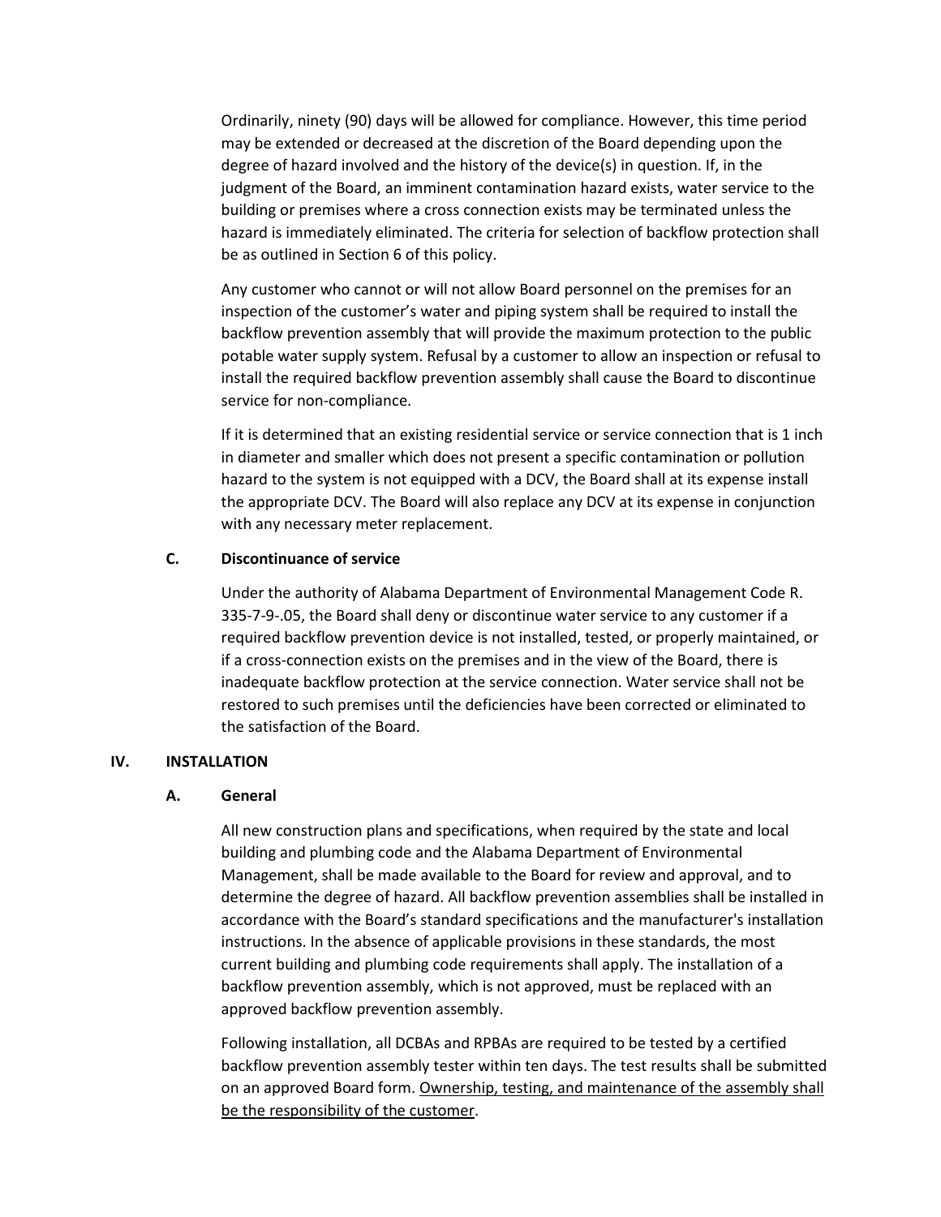Ordinarily, ninety (90) days will be allowed for compliance. However, this time period may be extended or decreased at the discretion of the Board depending upon the degree of hazard involved and the history of the device(s) in question. If, in the judgment of the Board, an imminent contamination hazard exists, water service to the building or premises where a cross connection exists may be terminated unless the hazard is immediately eliminated. The criteria for selection of backflow protection shall be as outlined in Section 6 of this policy.

Any customer who cannot or will not allow Board personnel on the premises for an inspection of the customer's water and piping system shall be required to install the backflow prevention assembly that will provide the maximum protection to the public potable water supply system. Refusal by a customer to allow an inspection or refusal to install the required backflow prevention assembly shall cause the Board to discontinue service for non-compliance.

If it is determined that an existing residential service or service connection that is 1 inch in diameter and smaller which does not present a specific contamination or pollution hazard to the system is not equipped with a DCV, the Board shall at its expense install the appropriate DCV. The Board will also replace any DCV at its expense in conjunction with any necessary meter replacement.

### C. Discontinuance of service

Under the authority of Alabama Department of Environmental Management Code R. 335-7-9-.05, the Board shall deny or discontinue water service to any customer if a required backflow prevention device is not installed, tested, or properly maintained, or if a cross-connection exists on the premises and in the view of the Board, there is inadequate backflow protection at the service connection. Water service shall not be restored to such premises until the deficiencies have been corrected or eliminated to the satisfaction of the Board.

## IV. INSTALLATION

### A. General

All new construction plans and specifications, when required by the state and local building and plumbing code and the Alabama Department of Environmental Management, shall be made available to the Board for review and approval, and to determine the degree of hazard. All backflow prevention assemblies shall be installed in accordance with the Board's standard specifications and the manufacturer's installation instructions. In the absence of applicable provisions in these standards, the most current building and plumbing code requirements shall apply. The installation of a backflow prevention assembly, which is not approved, must be replaced with an approved backflow prevention assembly.

Following installation, all DCBAs and RPBAs are required to be tested by a certified backflow prevention assembly tester within ten days. The test results shall be submitted on an approved Board form. <u>Ownership, testing, and maintenance of the assembly shall be the responsibility of the customer</u>.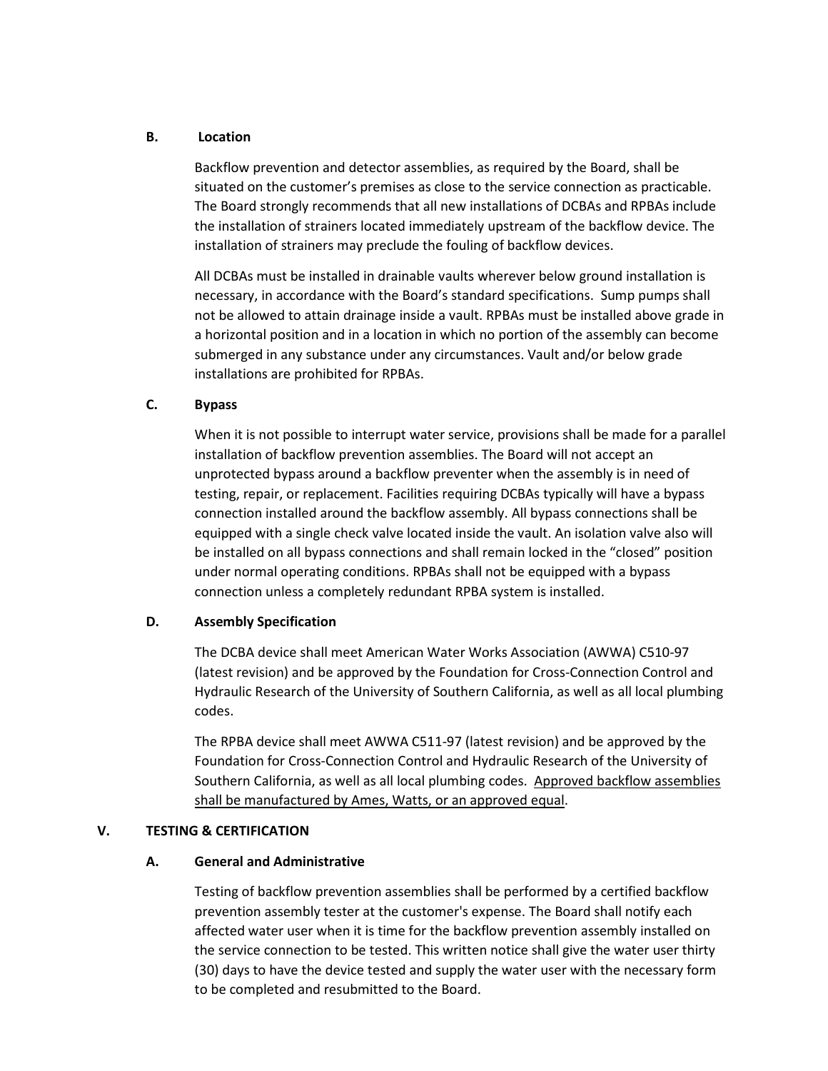### B. Location

Backflow prevention and detector assemblies, as required by the Board, shall be situated on the customer's premises as close to the service connection as practicable. The Board strongly recommends that all new installations of DCBAs and RPBAs include the installation of strainers located immediately upstream of the backflow device. The installation of strainers may preclude the fouling of backflow devices.

All DCBAs must be installed in drainable vaults wherever below ground installation is necessary, in accordance with the Board's standard specifications. Sump pumps shall not be allowed to attain drainage inside a vault. RPBAs must be installed above grade in a horizontal position and in a location in which no portion of the assembly can become submerged in any substance under any circumstances. Vault and/or below grade installations are prohibited for RPBAs.

### C. Bypass

When it is not possible to interrupt water service, provisions shall be made for a parallel installation of backflow prevention assemblies. The Board will not accept an unprotected bypass around a backflow preventer when the assembly is in need of testing, repair, or replacement. Facilities requiring DCBAs typically will have a bypass connection installed around the backflow assembly. All bypass connections shall be equipped with a single check valve located inside the vault. An isolation valve also will be installed on all bypass connections and shall remain locked in the "closed" position under normal operating conditions. RPBAs shall not be equipped with a bypass connection unless a completely redundant RPBA system is installed.

### D. Assembly Specification

The DCBA device shall meet American Water Works Association (AWWA) C510-97 (latest revision) and be approved by the Foundation for Cross-Connection Control and Hydraulic Research of the University of Southern California, as well as all local plumbing codes.

The RPBA device shall meet AWWA C511-97 (latest revision) and be approved by the Foundation for Cross-Connection Control and Hydraulic Research of the University of Southern California, as well as all local plumbing codes. Approved backflow assemblies shall be manufactured by Ames, Watts, or an approved equal.

## V. TESTING & CERTIFICATION

### A. General and Administrative

Testing of backflow prevention assemblies shall be performed by a certified backflow prevention assembly tester at the customer's expense. The Board shall notify each affected water user when it is time for the backflow prevention assembly installed on the service connection to be tested. This written notice shall give the water user thirty (30) days to have the device tested and supply the water user with the necessary form to be completed and resubmitted to the Board.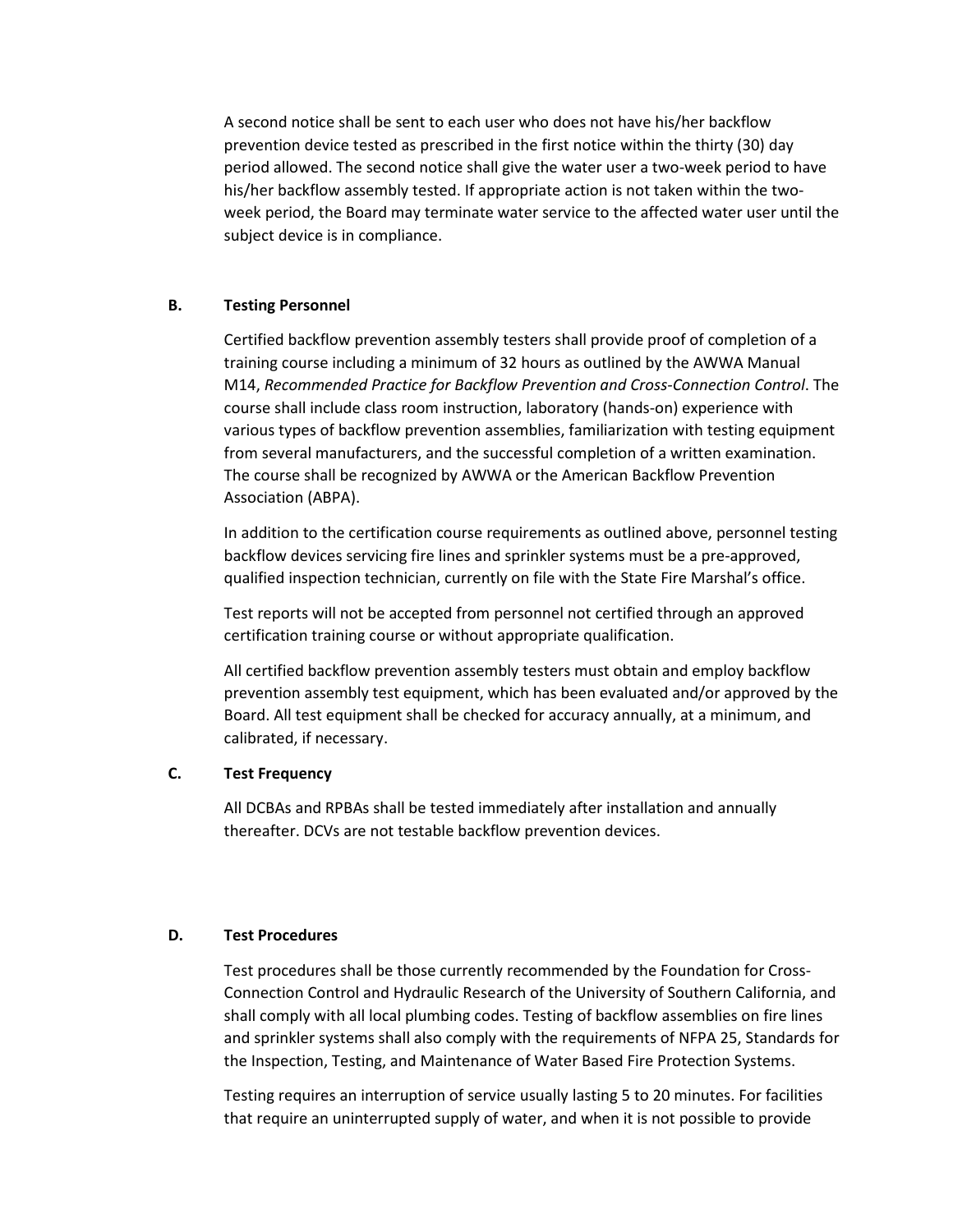A second notice shall be sent to each user who does not have his/her backflow prevention device tested as prescribed in the first notice within the thirty (30) day period allowed. The second notice shall give the water user a two-week period to have his/her backflow assembly tested. If appropriate action is not taken within the two-week period, the Board may terminate water service to the affected water user until the subject device is in compliance.

### B. Testing Personnel

Certified backflow prevention assembly testers shall provide proof of completion of a training course including a minimum of 32 hours as outlined by the AWWA Manual M14, *Recommended Practice for Backflow Prevention and Cross-Connection Control*. The course shall include class room instruction, laboratory (hands-on) experience with various types of backflow prevention assemblies, familiarization with testing equipment from several manufacturers, and the successful completion of a written examination. The course shall be recognized by AWWA or the American Backflow Prevention Association (ABPA).

In addition to the certification course requirements as outlined above, personnel testing backflow devices servicing fire lines and sprinkler systems must be a pre-approved, qualified inspection technician, currently on file with the State Fire Marshal's office.

Test reports will not be accepted from personnel not certified through an approved certification training course or without appropriate qualification.

All certified backflow prevention assembly testers must obtain and employ backflow prevention assembly test equipment, which has been evaluated and/or approved by the Board. All test equipment shall be checked for accuracy annually, at a minimum, and calibrated, if necessary.

### C. Test Frequency

All DCBAs and RPBAs shall be tested immediately after installation and annually thereafter. DCVs are not testable backflow prevention devices.

### D. Test Procedures

Test procedures shall be those currently recommended by the Foundation for Cross-Connection Control and Hydraulic Research of the University of Southern California, and shall comply with all local plumbing codes. Testing of backflow assemblies on fire lines and sprinkler systems shall also comply with the requirements of NFPA 25, Standards for the Inspection, Testing, and Maintenance of Water Based Fire Protection Systems.

Testing requires an interruption of service usually lasting 5 to 20 minutes. For facilities that require an uninterrupted supply of water, and when it is not possible to provide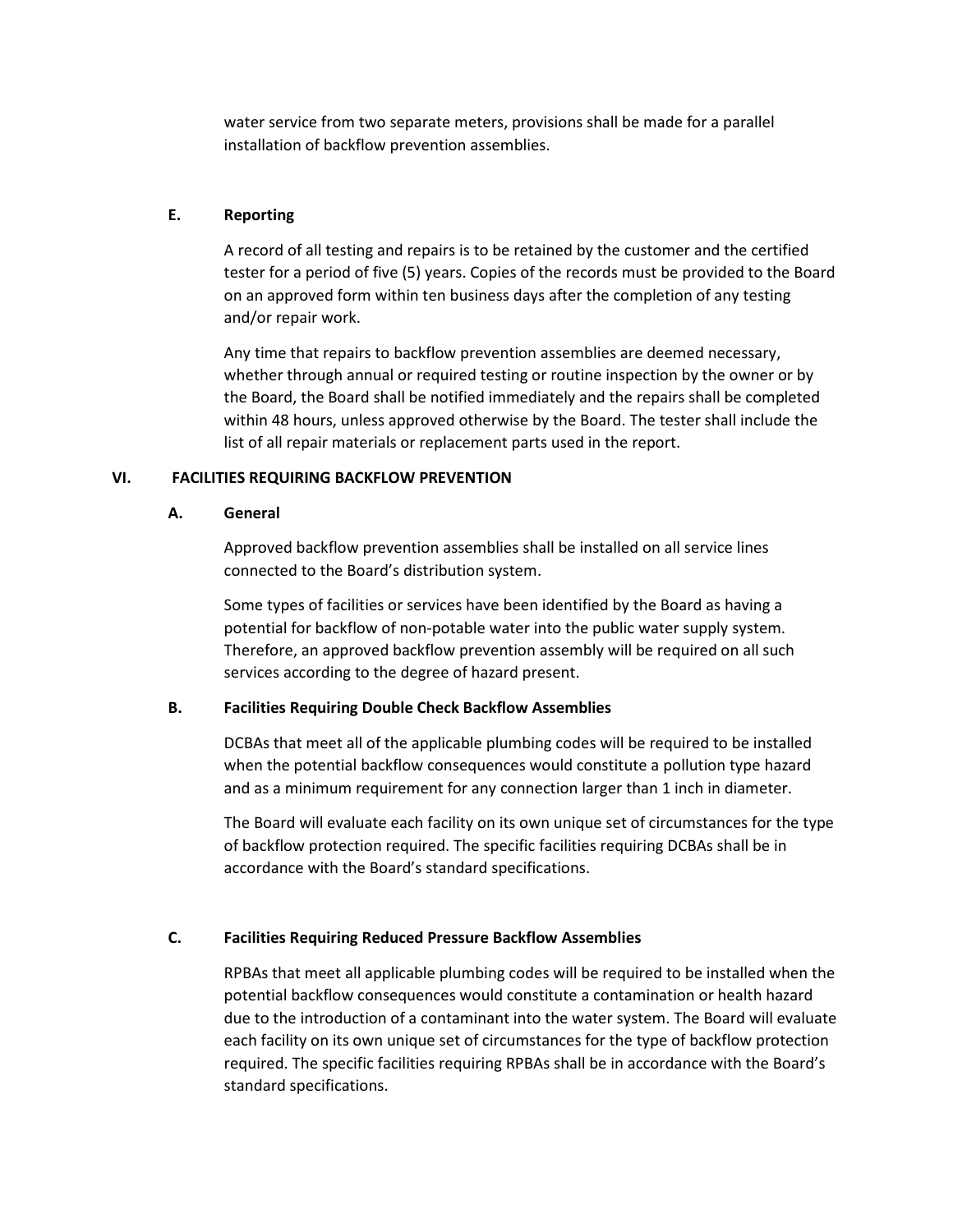water service from two separate meters, provisions shall be made for a parallel installation of backflow prevention assemblies.

### E. Reporting

A record of all testing and repairs is to be retained by the customer and the certified tester for a period of five (5) years. Copies of the records must be provided to the Board on an approved form within ten business days after the completion of any testing and/or repair work.

Any time that repairs to backflow prevention assemblies are deemed necessary, whether through annual or required testing or routine inspection by the owner or by the Board, the Board shall be notified immediately and the repairs shall be completed within 48 hours, unless approved otherwise by the Board. The tester shall include the list of all repair materials or replacement parts used in the report.

## VI. FACILITIES REQUIRING BACKFLOW PREVENTION

### A. General

Approved backflow prevention assemblies shall be installed on all service lines connected to the Board's distribution system.

Some types of facilities or services have been identified by the Board as having a potential for backflow of non-potable water into the public water supply system. Therefore, an approved backflow prevention assembly will be required on all such services according to the degree of hazard present.

### B. Facilities Requiring Double Check Backflow Assemblies

DCBAs that meet all of the applicable plumbing codes will be required to be installed when the potential backflow consequences would constitute a pollution type hazard and as a minimum requirement for any connection larger than 1 inch in diameter.

The Board will evaluate each facility on its own unique set of circumstances for the type of backflow protection required. The specific facilities requiring DCBAs shall be in accordance with the Board's standard specifications.

### C. Facilities Requiring Reduced Pressure Backflow Assemblies

RPBAs that meet all applicable plumbing codes will be required to be installed when the potential backflow consequences would constitute a contamination or health hazard due to the introduction of a contaminant into the water system. The Board will evaluate each facility on its own unique set of circumstances for the type of backflow protection required. The specific facilities requiring RPBAs shall be in accordance with the Board's standard specifications.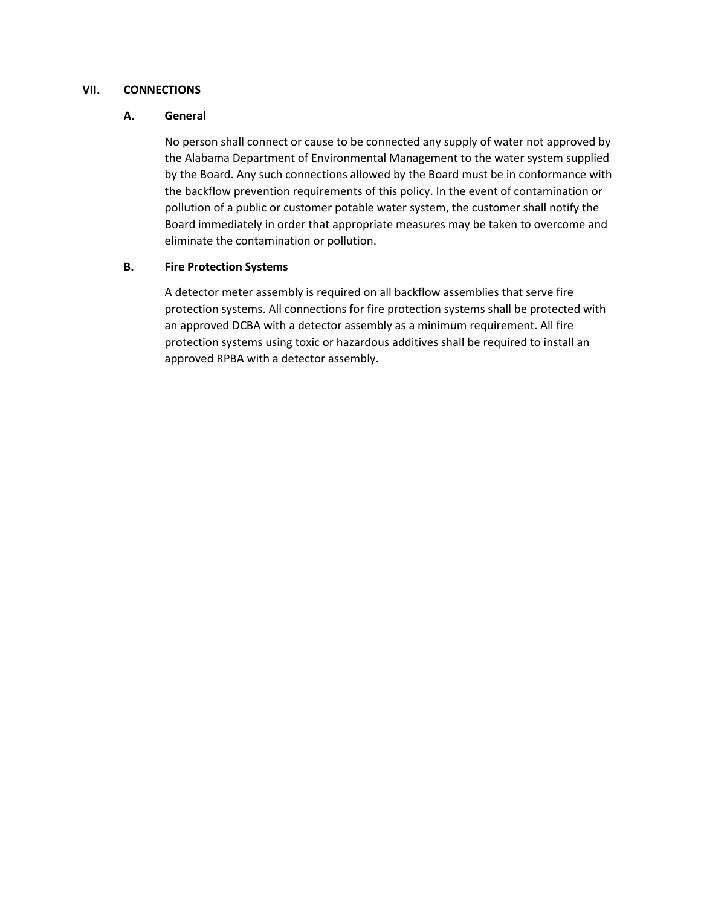## VII. CONNECTIONS

### A. General

No person shall connect or cause to be connected any supply of water not approved by the Alabama Department of Environmental Management to the water system supplied by the Board. Any such connections allowed by the Board must be in conformance with the backflow prevention requirements of this policy. In the event of contamination or pollution of a public or customer potable water system, the customer shall notify the Board immediately in order that appropriate measures may be taken to overcome and eliminate the contamination or pollution.

### B. Fire Protection Systems

A detector meter assembly is required on all backflow assemblies that serve fire protection systems. All connections for fire protection systems shall be protected with an approved DCBA with a detector assembly as a minimum requirement. All fire protection systems using toxic or hazardous additives shall be required to install an approved RPBA with a detector assembly.